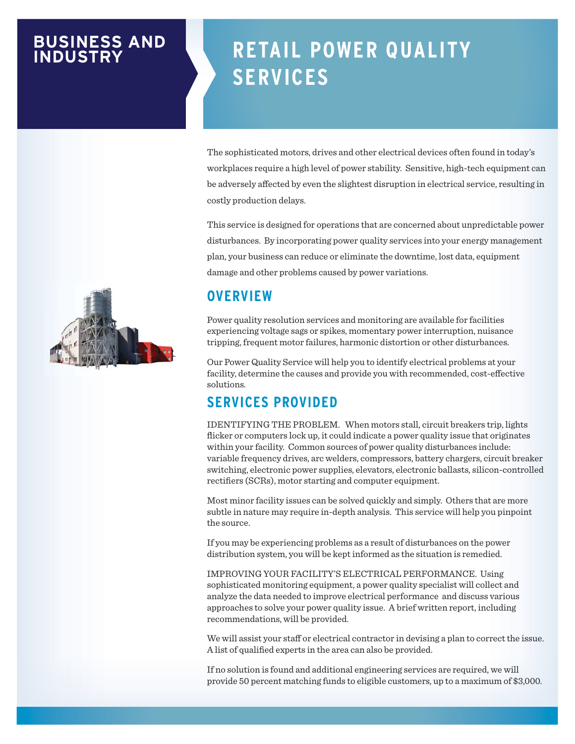BUSINESS AND INDUSTRY

# RETAIL POWER QUALITY SERVICES

The sophisticated motors, drives and other electrical devices often found in today's workplaces require a high level of power stability. Sensitive, high-tech equipment can be adversely affected by even the slightest disruption in electrical service, resulting in costly production delays.

This service is designed for operations that are concerned about unpredictable power disturbances. By incorporating power quality services into your energy management plan, your business can reduce or eliminate the downtime, lost data, equipment damage and other problems caused by power variations.

## OVERVIEW

Power quality resolution services and monitoring are available for facilities experiencing voltage sags or spikes, momentary power interruption, nuisance tripping, frequent motor failures, harmonic distortion or other disturbances.

Our Power Quality Service will help you to identify electrical problems at your facility, determine the causes and provide you with recommended, cost-effective solutions.

## SERVICES PROVIDED

IDENTIFYING THE PROBLEM. When motors stall, circuit breakers trip, lights flicker or computers lock up, it could indicate a power quality issue that originates within your facility. Common sources of power quality disturbances include: variable frequency drives, arc welders, compressors, battery chargers, circuit breaker switching, electronic power supplies, elevators, electronic ballasts, silicon-controlled rectifiers (SCRs), motor starting and computer equipment.

Most minor facility issues can be solved quickly and simply. Others that are more subtle in nature may require in-depth analysis. This service will help you pinpoint the source.

If you may be experiencing problems as a result of disturbances on the power distribution system, you will be kept informed as the situation is remedied.

IMPROVING YOUR FACILITY'S ELECTRICAL PERFORMANCE. Using sophisticated monitoring equipment, a power quality specialist will collect and analyze the data needed to improve electrical performance and discuss various approaches to solve your power quality issue. A brief written report, including recommendations, will be provided.

We will assist your staff or electrical contractor in devising a plan to correct the issue. A list of qualified experts in the area can also be provided.

If no solution is found and additional engineering services are required, we will provide 50 percent matching funds to eligible customers, up to a maximum of $3,000.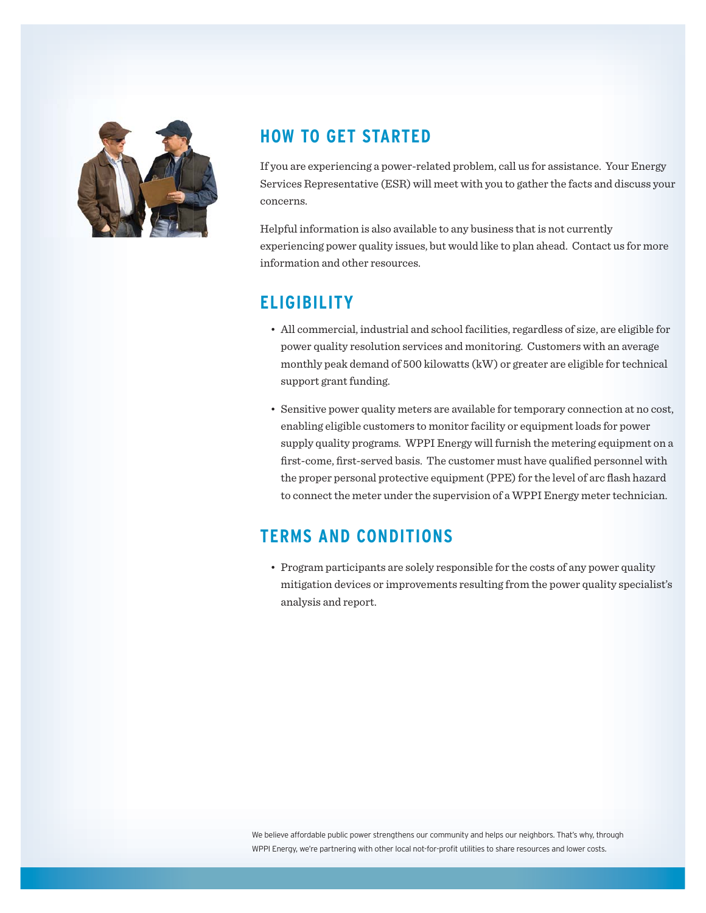## HOW TO GET STARTED

If you are experiencing a power-related problem, call us for assistance. Your Energy Services Representative (ESR) will meet with you to gather the facts and discuss your concerns.

Helpful information is also available to any business that is not currently experiencing power quality issues, but would like to plan ahead. Contact us for more information and other resources.

## ELIGIBILITY

- All commercial, industrial and school facilities, regardless of size, are eligible for power quality resolution services and monitoring. Customers with an average monthly peak demand of 500 kilowatts (kW) or greater are eligible for technical support grant funding.
- Sensitive power quality meters are available for temporary connection at no cost, enabling eligible customers to monitor facility or equipment loads for power supply quality programs. WPPI Energy will furnish the metering equipment on a first-come, first-served basis. The customer must have qualified personnel with the proper personal protective equipment (PPE) for the level of arc flash hazard to connect the meter under the supervision of a WPPI Energy meter technician.

## TERMS AND CONDITIONS

- Program participants are solely responsible for the costs of any power quality mitigation devices or improvements resulting from the power quality specialist's analysis and report.

We believe affordable public power strengthens our community and helps our neighbors. That's why, through WPPI Energy, we're partnering with other local not-for-profit utilities to share resources and lower costs.